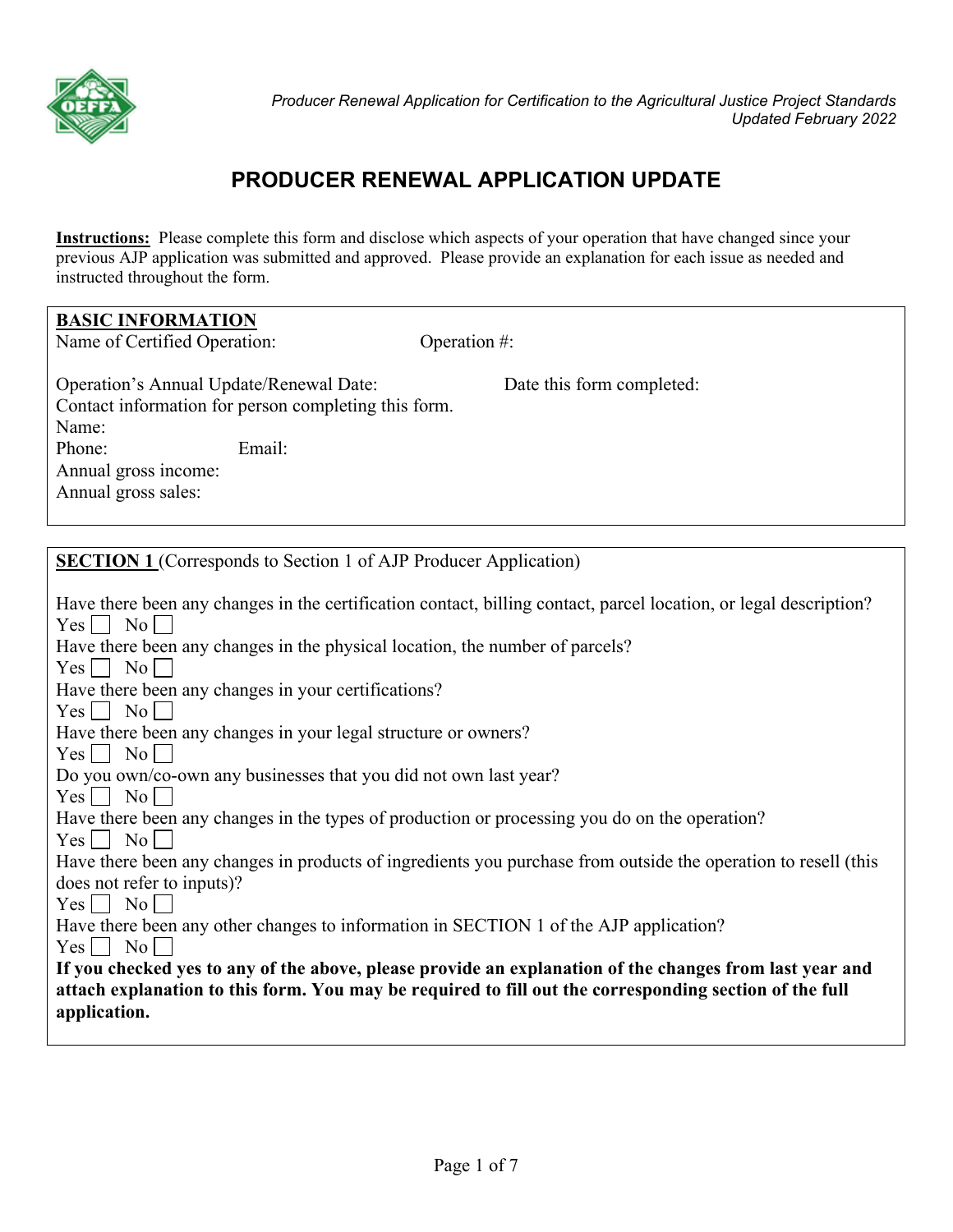*Producer Renewal Application for Certification to the Agricultural Justice Project Standards*
*Updated February 2022*

# PRODUCER RENEWAL APPLICATION UPDATE

**Instructions:** Please complete this form and disclose which aspects of your operation that have changed since your previous AJP application was submitted and approved. Please provide an explanation for each issue as needed and instructed throughout the form.

## BASIC INFORMATION

Name of Certified Operation: Operation #:

Operation's Annual Update/Renewal Date: Date this form completed:

Contact information for person completing this form.

Name:

Phone: Email:

Annual gross income:

Annual gross sales:

## SECTION 1 (Corresponds to Section 1 of AJP Producer Application)

Have there been any changes in the certification contact, billing contact, parcel location, or legal description?
Yes ☐ No ☐

Have there been any changes in the physical location, the number of parcels?
Yes ☐ No ☐

Have there been any changes in your certifications?
Yes ☐ No ☐

Have there been any changes in your legal structure or owners?
Yes ☐ No ☐

Do you own/co-own any businesses that you did not own last year?
Yes ☐ No ☐

Have there been any changes in the types of production or processing you do on the operation?
Yes ☐ No ☐

Have there been any changes in products of ingredients you purchase from outside the operation to resell (this does not refer to inputs)?
Yes ☐ No ☐

Have there been any other changes to information in SECTION 1 of the AJP application?
Yes ☐ No ☐

**If you checked yes to any of the above, please provide an explanation of the changes from last year and attach explanation to this form. You may be required to fill out the corresponding section of the full application.**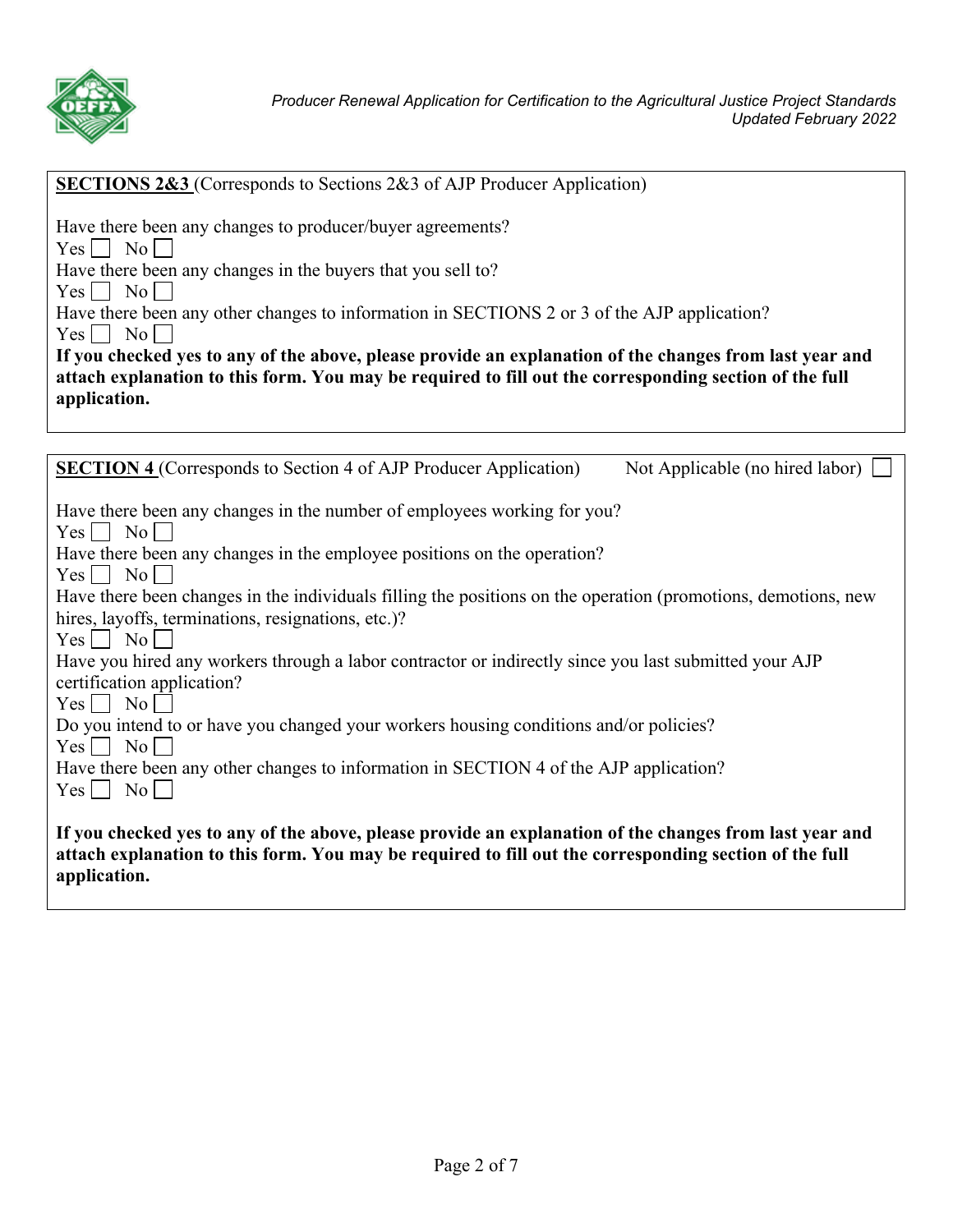**SECTIONS 2&3** (Corresponds to Sections 2&3 of AJP Producer Application)

Have there been any changes to producer/buyer agreements?
Yes ☐ No ☐

Have there been any changes in the buyers that you sell to?
Yes ☐ No ☐

Have there been any other changes to information in SECTIONS 2 or 3 of the AJP application?
Yes ☐ No ☐

**If you checked yes to any of the above, please provide an explanation of the changes from last year and attach explanation to this form. You may be required to fill out the corresponding section of the full application.**

**SECTION 4** (Corresponds to Section 4 of AJP Producer Application) Not Applicable (no hired labor) ☐

Have there been any changes in the number of employees working for you?
Yes ☐ No ☐

Have there been any changes in the employee positions on the operation?
Yes ☐ No ☐

Have there been changes in the individuals filling the positions on the operation (promotions, demotions, new hires, layoffs, terminations, resignations, etc.)?
Yes ☐ No ☐

Have you hired any workers through a labor contractor or indirectly since you last submitted your AJP certification application?
Yes ☐ No ☐

Do you intend to or have you changed your workers housing conditions and/or policies?
Yes ☐ No ☐

Have there been any other changes to information in SECTION 4 of the AJP application?
Yes ☐ No ☐

**If you checked yes to any of the above, please provide an explanation of the changes from last year and attach explanation to this form. You may be required to fill out the corresponding section of the full application.**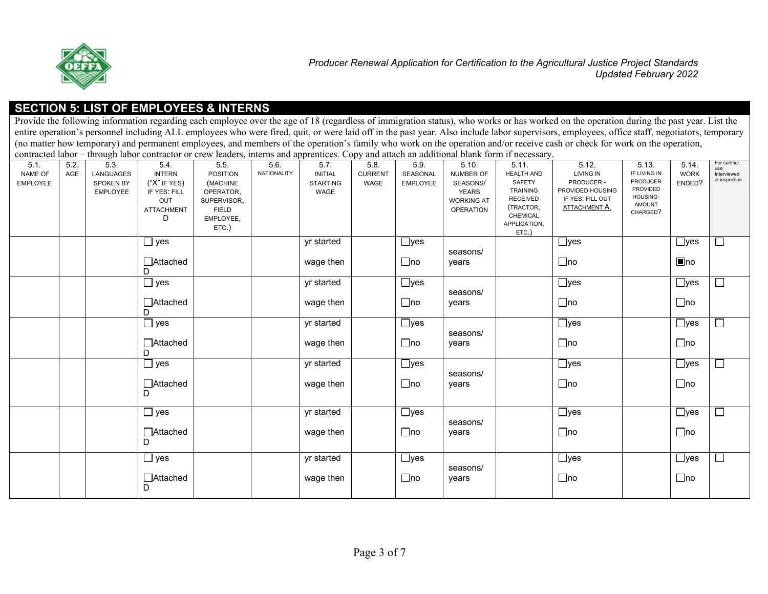## SECTION 5: LIST OF EMPLOYEES & INTERNS

Provide the following information regarding each employee over the age of 18 (regardless of immigration status), who works or has worked on the operation during the past year. List the entire operation's personnel including ALL employees who were fired, quit, or were laid off in the past year. Also include labor supervisors, employees, office staff, negotiators, temporary (no matter how temporary) and permanent employees, and members of the operation's family who work on the operation and/or receive cash or check for work on the operation, contracted labor – through labor contractor or crew leaders, interns and apprentices. Copy and attach an additional blank form if necessary.

| 5.1. NAME OF EMPLOYEE | 5.2. AGE | 5.3. LANGUAGES SPOKEN BY EMPLOYEE | 5.4. INTERN ("X" IF YES) IF YES: FILL OUT ATTACHMENT D | 5.5. POSITION (MACHINE OPERATOR, SUPERVISOR, FIELD EMPLOYEE, ETC.) | 5.6. NATIONALITY | 5.7. INITIAL STARTING WAGE | 5.8. CURRENT WAGE | 5.9. SEASONAL EMPLOYEE | 5.10. NUMBER OF SEASONS/ YEARS WORKING AT OPERATION | 5.11. HEALTH AND SAFETY TRAINING RECEIVED (TRACTOR, CHEMICAL APPLICATION, ETC.) | 5.12. LIVING IN PRODUCER - PROVIDED HOUSING IF YES: FILL OUT ATTACHMENT A. | 5.13. IF LIVING IN PRODUCER PROVIDED HOUSING- AMOUNT CHARGED? | 5.14. WORK ENDED? | For certifier use: Interviewed at inspection |
|---|---|---|---|---|---|---|---|---|---|---|---|---|---|---|
| | | | ☐ yes ☐ Attached D | | | yr started wage then | | ☐ yes ☐ no | seasons/ years | | ☐ yes ☐ no | | ☐ yes ■ no | ☐ |
| | | | ☐ yes ☐ Attached D | | | yr started wage then | | ☐ yes ☐ no | seasons/ years | | ☐ yes ☐ no | | ☐ yes ☐ no | ☐ |
| | | | ☐ yes ☐ Attached D | | | yr started wage then | | ☐ yes ☐ no | seasons/ years | | ☐ yes ☐ no | | ☐ yes ☐ no | ☐ |
| | | | ☐ yes ☐ Attached D | | | yr started wage then | | ☐ yes ☐ no | seasons/ years | | ☐ yes ☐ no | | ☐ yes ☐ no | ☐ |
| | | | ☐ yes ☐ Attached D | | | yr started wage then | | ☐ yes ☐ no | seasons/ years | | ☐ yes ☐ no | | ☐ yes ☐ no | ☐ |
| | | | ☐ yes ☐ Attached D | | | yr started wage then | | ☐ yes ☐ no | seasons/ years | | ☐ yes ☐ no | | ☐ yes ☐ no | ☐ |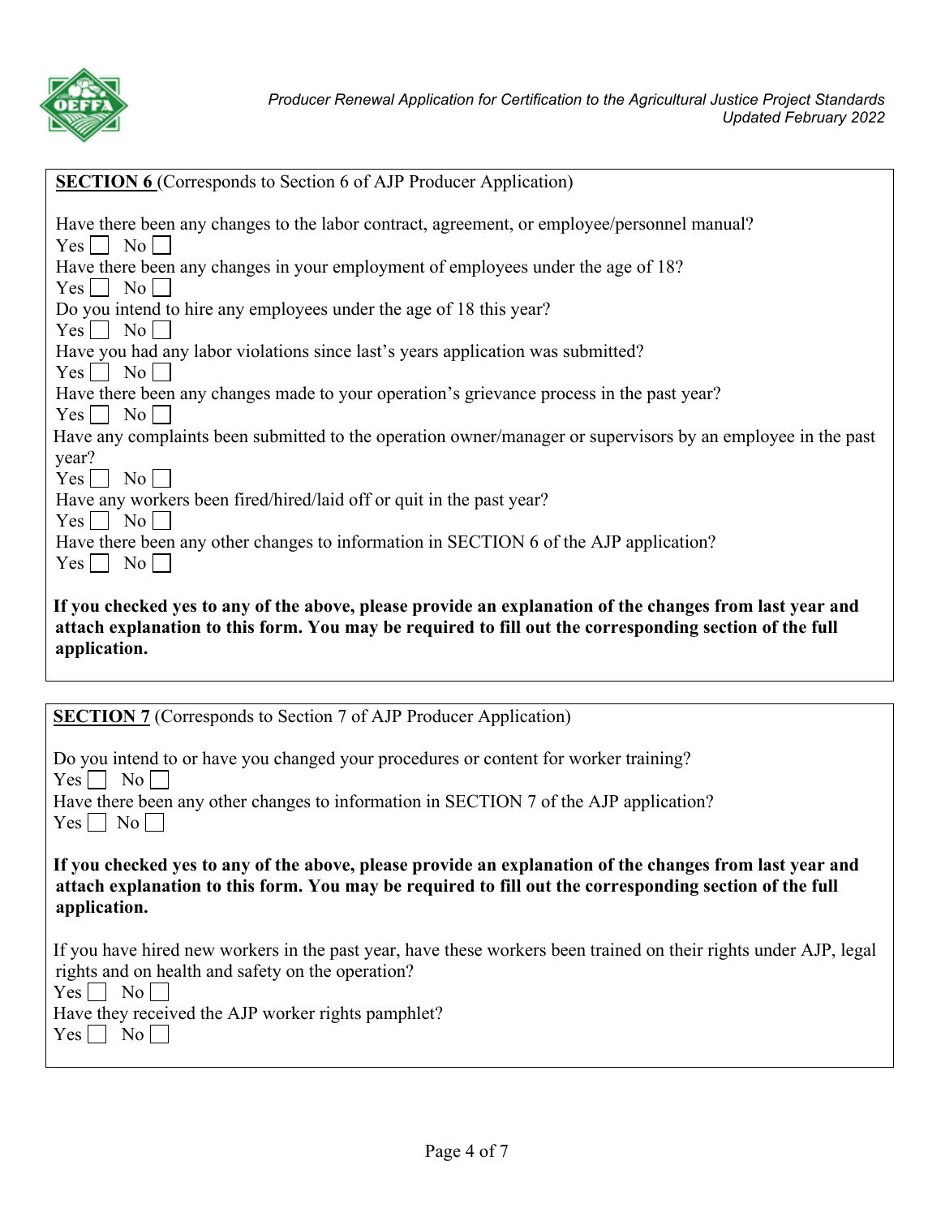**SECTION 6** (Corresponds to Section 6 of AJP Producer Application)

Have there been any changes to the labor contract, agreement, or employee/personnel manual?
Yes ☐ No ☐

Have there been any changes in your employment of employees under the age of 18?
Yes ☐ No ☐

Do you intend to hire any employees under the age of 18 this year?
Yes ☐ No ☐

Have you had any labor violations since last's years application was submitted?
Yes ☐ No ☐

Have there been any changes made to your operation's grievance process in the past year?
Yes ☐ No ☐

Have any complaints been submitted to the operation owner/manager or supervisors by an employee in the past year?
Yes ☐ No ☐

Have any workers been fired/hired/laid off or quit in the past year?
Yes ☐ No ☐

Have there been any other changes to information in SECTION 6 of the AJP application?
Yes ☐ No ☐

**If you checked yes to any of the above, please provide an explanation of the changes from last year and attach explanation to this form. You may be required to fill out the corresponding section of the full application.**

**SECTION 7** (Corresponds to Section 7 of AJP Producer Application)

Do you intend to or have you changed your procedures or content for worker training?
Yes ☐ No ☐

Have there been any other changes to information in SECTION 7 of the AJP application?
Yes ☐ No ☐

**If you checked yes to any of the above, please provide an explanation of the changes from last year and attach explanation to this form. You may be required to fill out the corresponding section of the full application.**

If you have hired new workers in the past year, have these workers been trained on their rights under AJP, legal rights and on health and safety on the operation?
Yes ☐ No ☐

Have they received the AJP worker rights pamphlet?
Yes ☐ No ☐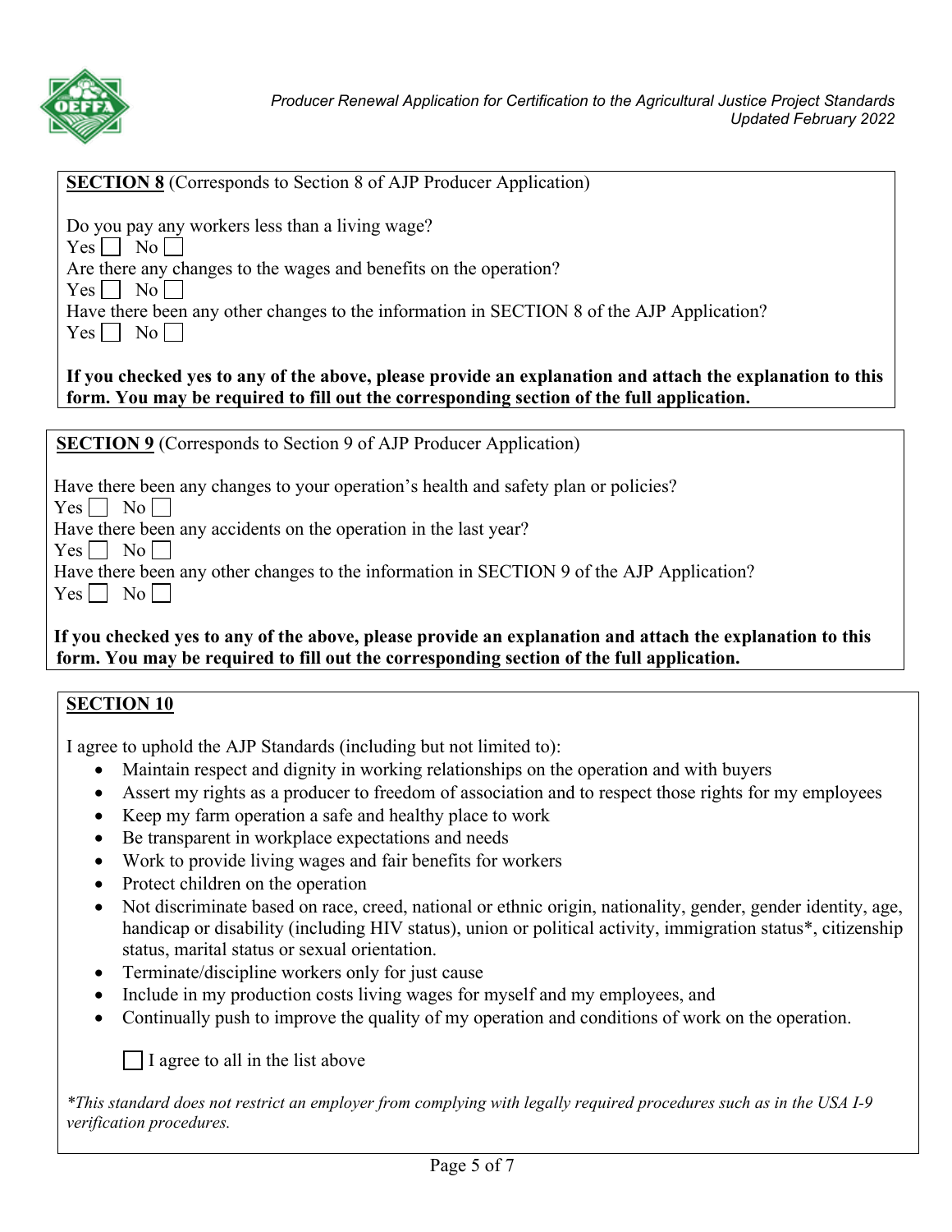**SECTION 8** (Corresponds to Section 8 of AJP Producer Application)

Do you pay any workers less than a living wage?
Yes ☐ No ☐
Are there any changes to the wages and benefits on the operation?
Yes ☐ No ☐
Have there been any other changes to the information in SECTION 8 of the AJP Application?
Yes ☐ No ☐

**If you checked yes to any of the above, please provide an explanation and attach the explanation to this form. You may be required to fill out the corresponding section of the full application.**

**SECTION 9** (Corresponds to Section 9 of AJP Producer Application)

Have there been any changes to your operation's health and safety plan or policies?
Yes ☐ No ☐
Have there been any accidents on the operation in the last year?
Yes ☐ No ☐
Have there been any other changes to the information in SECTION 9 of the AJP Application?
Yes ☐ No ☐

**If you checked yes to any of the above, please provide an explanation and attach the explanation to this form. You may be required to fill out the corresponding section of the full application.**

**SECTION 10**

I agree to uphold the AJP Standards (including but not limited to):

- Maintain respect and dignity in working relationships on the operation and with buyers
- Assert my rights as a producer to freedom of association and to respect those rights for my employees
- Keep my farm operation a safe and healthy place to work
- Be transparent in workplace expectations and needs
- Work to provide living wages and fair benefits for workers
- Protect children on the operation
- Not discriminate based on race, creed, national or ethnic origin, nationality, gender, gender identity, age, handicap or disability (including HIV status), union or political activity, immigration status*, citizenship status, marital status or sexual orientation.
- Terminate/discipline workers only for just cause
- Include in my production costs living wages for myself and my employees, and
- Continually push to improve the quality of my operation and conditions of work on the operation.

☐ I agree to all in the list above

*\*This standard does not restrict an employer from complying with legally required procedures such as in the USA I-9 verification procedures.*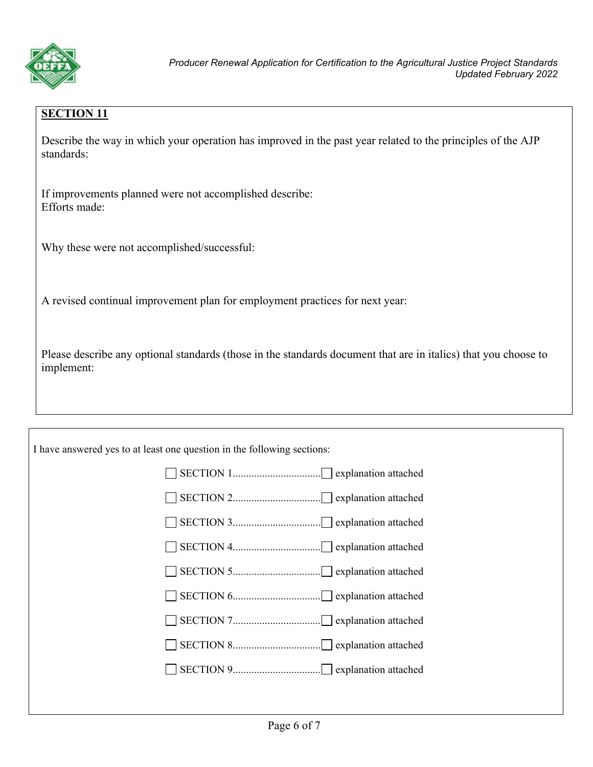## SECTION 11

Describe the way in which your operation has improved in the past year related to the principles of the AJP standards:

If improvements planned were not accomplished describe:
Efforts made:

Why these were not accomplished/successful:

A revised continual improvement plan for employment practices for next year:

Please describe any optional standards (those in the standards document that are in italics) that you choose to implement:

---

I have answered yes to at least one question in the following sections:

- ☐ SECTION 1................................☐ explanation attached
- ☐ SECTION 2................................☐ explanation attached
- ☐ SECTION 3................................☐ explanation attached
- ☐ SECTION 4................................☐ explanation attached
- ☐ SECTION 5................................☐ explanation attached
- ☐ SECTION 6................................☐ explanation attached
- ☐ SECTION 7................................☐ explanation attached
- ☐ SECTION 8................................☐ explanation attached
- ☐ SECTION 9................................☐ explanation attached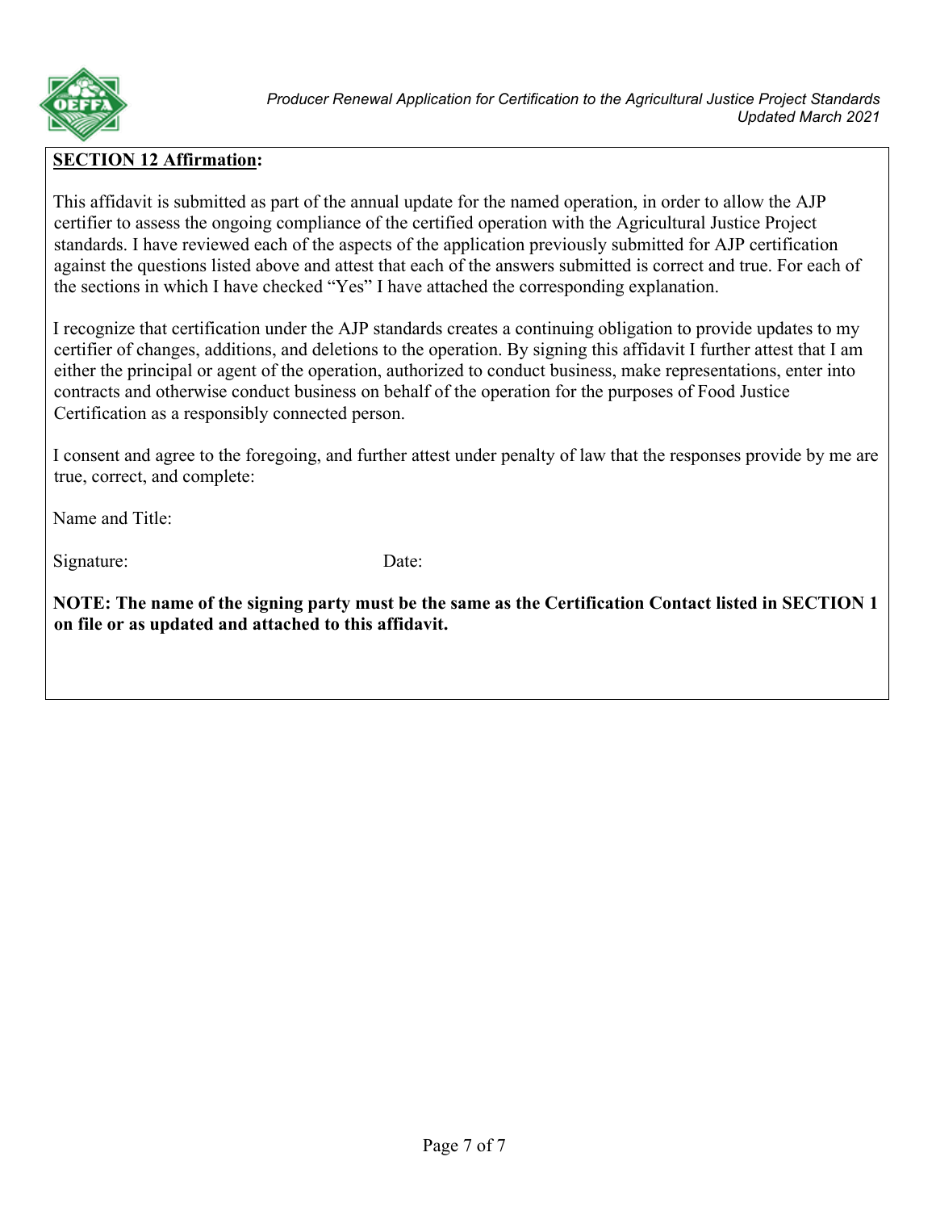**<u>SECTION 12 Affirmation</u>:**

This affidavit is submitted as part of the annual update for the named operation, in order to allow the AJP certifier to assess the ongoing compliance of the certified operation with the Agricultural Justice Project standards. I have reviewed each of the aspects of the application previously submitted for AJP certification against the questions listed above and attest that each of the answers submitted is correct and true. For each of the sections in which I have checked "Yes" I have attached the corresponding explanation.

I recognize that certification under the AJP standards creates a continuing obligation to provide updates to my certifier of changes, additions, and deletions to the operation. By signing this affidavit I further attest that I am either the principal or agent of the operation, authorized to conduct business, make representations, enter into contracts and otherwise conduct business on behalf of the operation for the purposes of Food Justice Certification as a responsibly connected person.

I consent and agree to the foregoing, and further attest under penalty of law that the responses provide by me are true, correct, and complete:

Name and Title:

Signature: Date:

**NOTE: The name of the signing party must be the same as the Certification Contact listed in SECTION 1 on file or as updated and attached to this affidavit.**